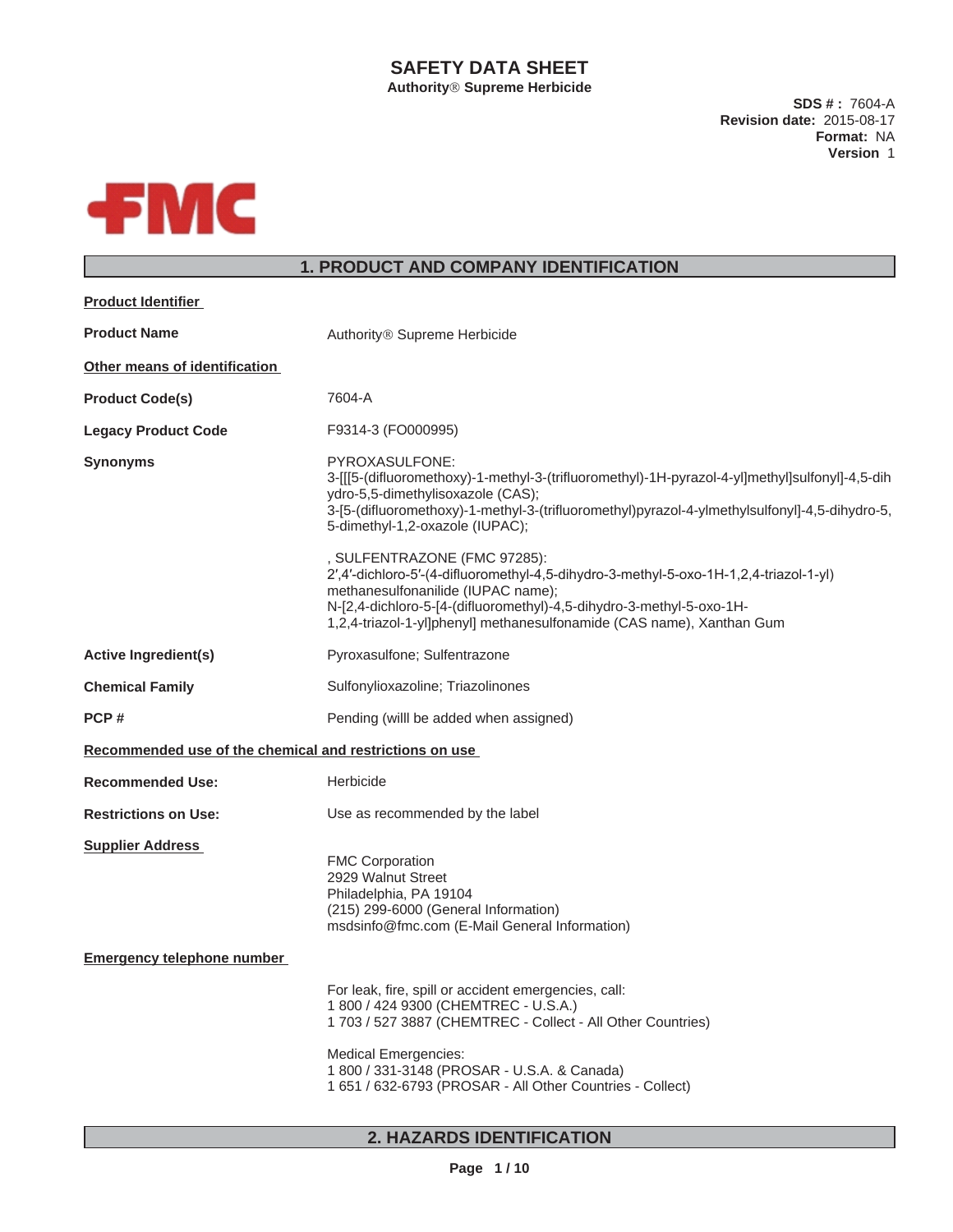# SAFETY DATA SHEET

**Authority® Supreme Herbicide**

**SDS # :** 7604-A
**Revision date:** 2015-08-17
**Format:** NA
**Version** 1

FMC

## 1. PRODUCT AND COMPANY IDENTIFICATION

**Product Identifier**

| | |
|---|---|
| **Product Name** | Authority® Supreme Herbicide |

**Other means of identification**

| | |
|---|---|
| **Product Code(s)** | 7604-A |
| **Legacy Product Code** | F9314-3 (FO000995) |
| **Synonyms** | PYROXASULFONE: 3-[[[5-(difluoromethoxy)-1-methyl-3-(trifluoromethyl)-1H-pyrazol-4-yl]methyl]sulfonyl]-4,5-dihydro-5,5-dimethylisoxazole (CAS); 3-[5-(difluoromethoxy)-1-methyl-3-(trifluoromethyl)pyrazol-4-ylmethylsulfonyl]-4,5-dihydro-5,5-dimethyl-1,2-oxazole (IUPAC);<br><br>, SULFENTRAZONE (FMC 97285): 2′,4′-dichloro-5′-(4-difluoromethyl-4,5-dihydro-3-methyl-5-oxo-1H-1,2,4-triazol-1-yl) methanesulfonanilide (IUPAC name); N-[2,4-dichloro-5-[4-(difluoromethyl)-4,5-dihydro-3-methyl-5-oxo-1H-1,2,4-triazol-1-yl]phenyl] methanesulfonamide (CAS name), Xanthan Gum |
| **Active Ingredient(s)** | Pyroxasulfone; Sulfentrazone |
| **Chemical Family** | Sulfonylioxazoline; Triazolinones |
| **PCP #** | Pending (willl be added when assigned) |

**Recommended use of the chemical and restrictions on use**

| | |
|---|---|
| **Recommended Use:** | Herbicide |
| **Restrictions on Use:** | Use as recommended by the label |

**Supplier Address**

FMC Corporation
2929 Walnut Street
Philadelphia, PA 19104
(215) 299-6000 (General Information)
msdsinfo@fmc.com (E-Mail General Information)

**Emergency telephone number**

For leak, fire, spill or accident emergencies, call:
1 800 / 424 9300 (CHEMTREC - U.S.A.)
1 703 / 527 3887 (CHEMTREC - Collect - All Other Countries)

Medical Emergencies:
1 800 / 331-3148 (PROSAR - U.S.A. & Canada)
1 651 / 632-6793 (PROSAR - All Other Countries - Collect)

## 2. HAZARDS IDENTIFICATION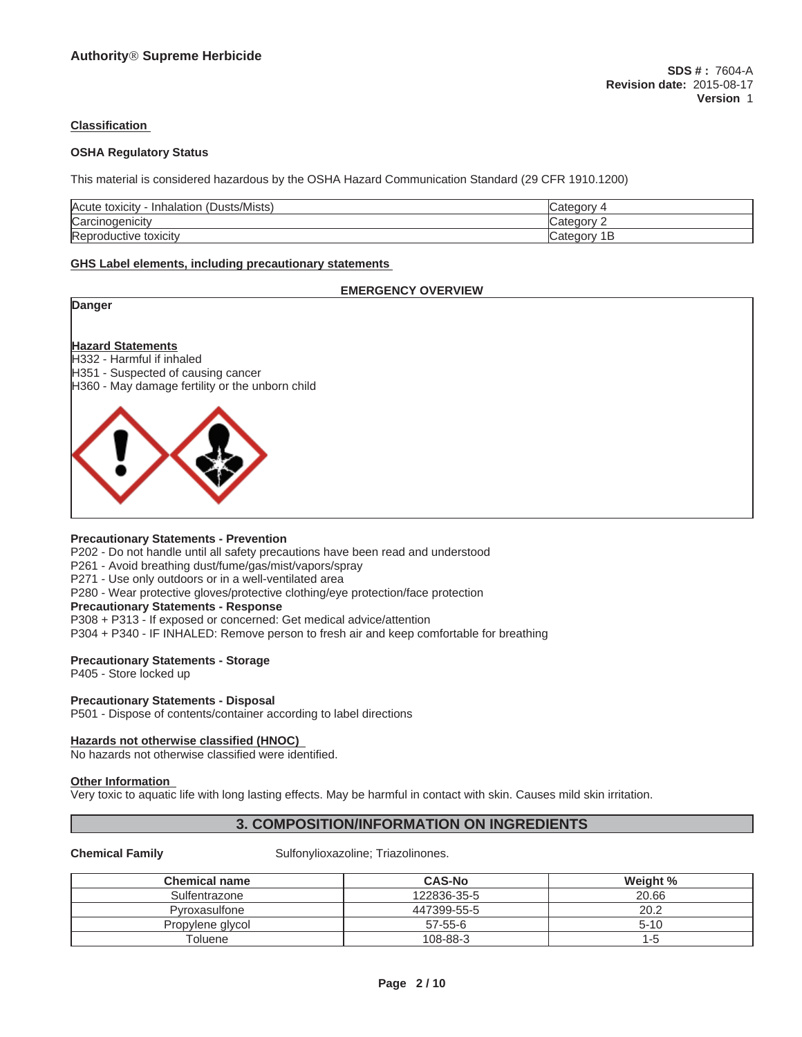**Authority® Supreme Herbicide**

**SDS # :** 7604-A
**Revision date:** 2015-08-17
**Version** 1

### Classification

**OSHA Regulatory Status**

This material is considered hazardous by the OSHA Hazard Communication Standard (29 CFR 1910.1200)

| | |
|---|---|
| Acute toxicity - Inhalation (Dusts/Mists) | Category 4 |
| Carcinogenicity | Category 2 |
| Reproductive toxicity | Category 1B |

### GHS Label elements, including precautionary statements

**EMERGENCY OVERVIEW**

**Danger**

**Hazard Statements**
H332 - Harmful if inhaled
H351 - Suspected of causing cancer
H360 - May damage fertility or the unborn child

**Precautionary Statements - Prevention**
P202 - Do not handle until all safety precautions have been read and understood
P261 - Avoid breathing dust/fume/gas/mist/vapors/spray
P271 - Use only outdoors or in a well-ventilated area
P280 - Wear protective gloves/protective clothing/eye protection/face protection

**Precautionary Statements - Response**
P308 + P313 - If exposed or concerned: Get medical advice/attention
P304 + P340 - IF INHALED: Remove person to fresh air and keep comfortable for breathing

**Precautionary Statements - Storage**
P405 - Store locked up

**Precautionary Statements - Disposal**
P501 - Dispose of contents/container according to label directions

### Hazards not otherwise classified (HNOC)

No hazards not otherwise classified were identified.

### Other Information

Very toxic to aquatic life with long lasting effects. May be harmful in contact with skin. Causes mild skin irritation.

## 3. COMPOSITION/INFORMATION ON INGREDIENTS

**Chemical Family** Sulfonylioxazoline; Triazolinones.

| Chemical name | CAS-No | Weight % |
|---|---|---|
| Sulfentrazone | 122836-35-5 | 20.66 |
| Pyroxasulfone | 447399-55-5 | 20.2 |
| Propylene glycol | 57-55-6 | 5-10 |
| Toluene | 108-88-3 | 1-5 |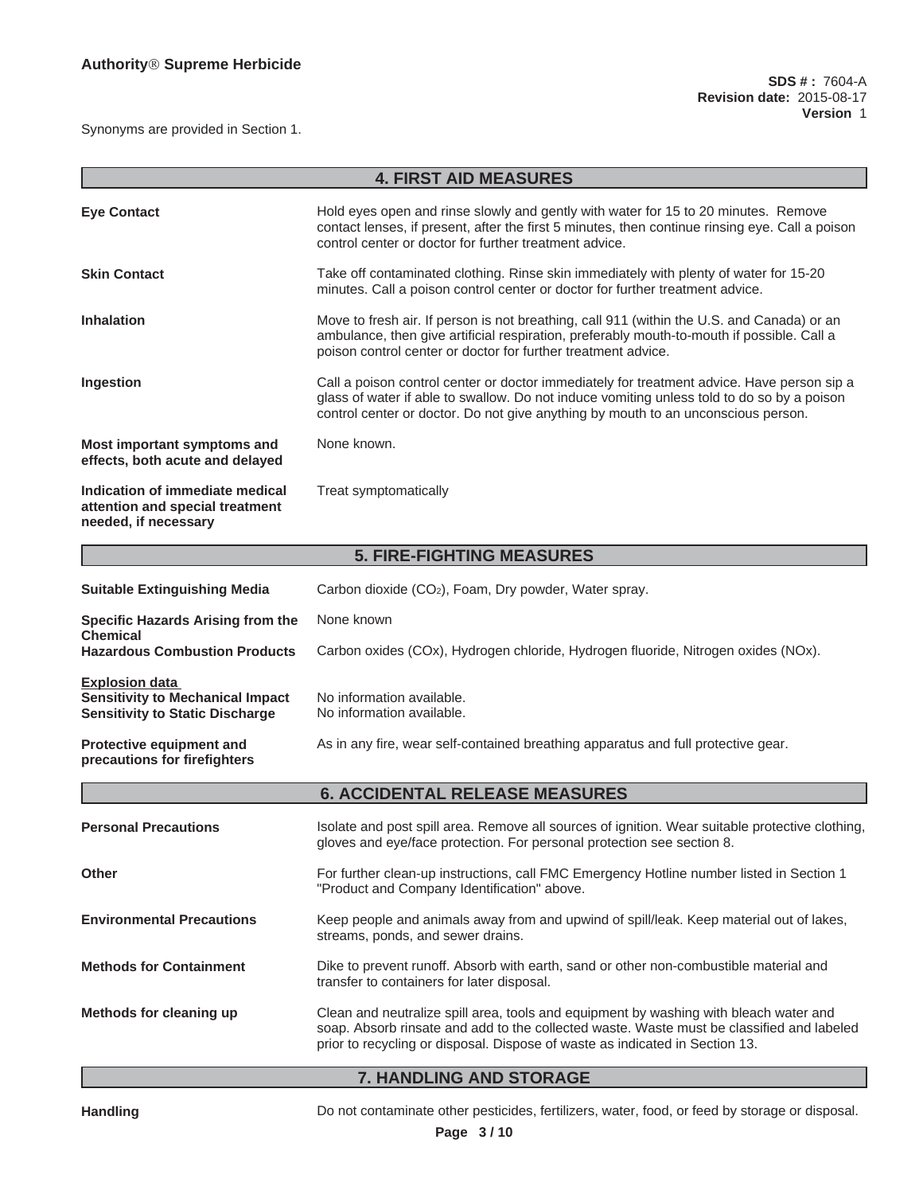Synonyms are provided in Section 1.

## 4. FIRST AID MEASURES

**Eye Contact**

Hold eyes open and rinse slowly and gently with water for 15 to 20 minutes. Remove contact lenses, if present, after the first 5 minutes, then continue rinsing eye. Call a poison control center or doctor for further treatment advice.

**Skin Contact**

Take off contaminated clothing. Rinse skin immediately with plenty of water for 15-20 minutes. Call a poison control center or doctor for further treatment advice.

**Inhalation**

Move to fresh air. If person is not breathing, call 911 (within the U.S. and Canada) or an ambulance, then give artificial respiration, preferably mouth-to-mouth if possible. Call a poison control center or doctor for further treatment advice.

**Ingestion**

Call a poison control center or doctor immediately for treatment advice. Have person sip a glass of water if able to swallow. Do not induce vomiting unless told to do so by a poison control center or doctor. Do not give anything by mouth to an unconscious person.

**Most important symptoms and effects, both acute and delayed**

None known.

**Indication of immediate medical attention and special treatment needed, if necessary**

Treat symptomatically

## 5. FIRE-FIGHTING MEASURES

**Suitable Extinguishing Media**

Carbon dioxide ($CO_2$), Foam, Dry powder, Water spray.

**Specific Hazards Arising from the Chemical**

None known

**Hazardous Combustion Products**

Carbon oxides (COx), Hydrogen chloride, Hydrogen fluoride, Nitrogen oxides (NOx).

**Explosion data**

**Sensitivity to Mechanical Impact** No information available.

**Sensitivity to Static Discharge** No information available.

**Protective equipment and precautions for firefighters**

As in any fire, wear self-contained breathing apparatus and full protective gear.

## 6. ACCIDENTAL RELEASE MEASURES

**Personal Precautions**

Isolate and post spill area. Remove all sources of ignition. Wear suitable protective clothing, gloves and eye/face protection. For personal protection see section 8.

**Other**

For further clean-up instructions, call FMC Emergency Hotline number listed in Section 1 "Product and Company Identification" above.

**Environmental Precautions**

Keep people and animals away from and upwind of spill/leak. Keep material out of lakes, streams, ponds, and sewer drains.

**Methods for Containment**

Dike to prevent runoff. Absorb with earth, sand or other non-combustible material and transfer to containers for later disposal.

**Methods for cleaning up**

Clean and neutralize spill area, tools and equipment by washing with bleach water and soap. Absorb rinsate and add to the collected waste. Waste must be classified and labeled prior to recycling or disposal. Dispose of waste as indicated in Section 13.

## 7. HANDLING AND STORAGE

**Handling**

Do not contaminate other pesticides, fertilizers, water, food, or feed by storage or disposal.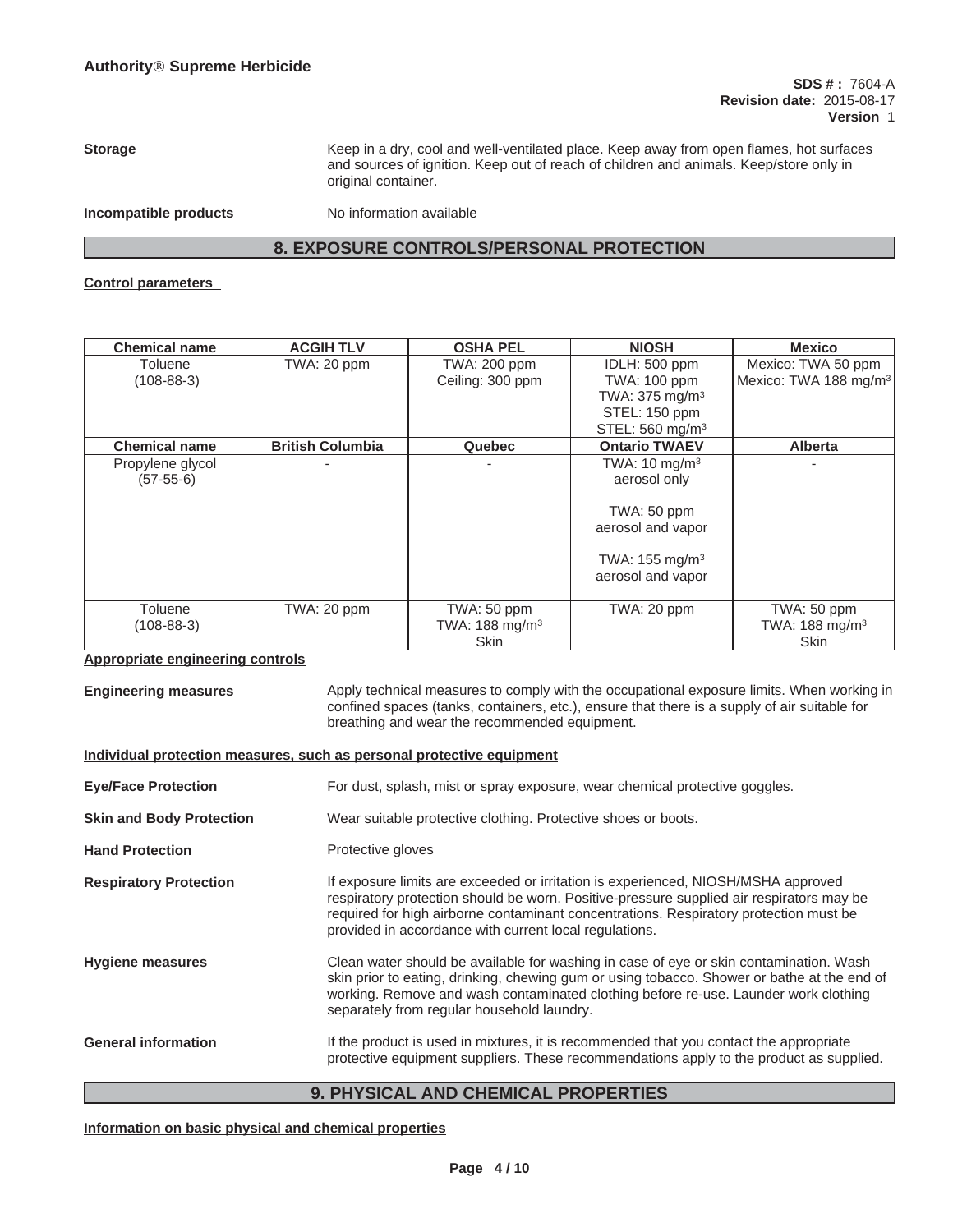**Storage**

Keep in a dry, cool and well-ventilated place. Keep away from open flames, hot surfaces and sources of ignition. Keep out of reach of children and animals. Keep/store only in original container.

**Incompatible products**

No information available

## 8. EXPOSURE CONTROLS/PERSONAL PROTECTION

**Control parameters**

| Chemical name | ACGIH TLV | OSHA PEL | NIOSH | Mexico |
|---|---|---|---|---|
| Toluene (108-88-3) | TWA: 20 ppm | TWA: 200 ppm<br>Ceiling: 300 ppm | IDLH: 500 ppm<br>TWA: 100 ppm<br>TWA: 375 mg/m³<br>STEL: 150 ppm<br>STEL: 560 mg/m³ | Mexico: TWA 50 ppm<br>Mexico: TWA 188 mg/m³ |
| **Chemical name** | **British Columbia** | **Quebec** | **Ontario TWAEV** | **Alberta** |
| Propylene glycol (57-55-6) | - | - | TWA: 10 mg/m³ aerosol only<br>TWA: 50 ppm aerosol and vapor<br>TWA: 155 mg/m³ aerosol and vapor | - |
| Toluene (108-88-3) | TWA: 20 ppm | TWA: 50 ppm<br>TWA: 188 mg/m³<br>Skin | TWA: 20 ppm | TWA: 50 ppm<br>TWA: 188 mg/m³<br>Skin |

**Appropriate engineering controls**

**Engineering measures**

Apply technical measures to comply with the occupational exposure limits. When working in confined spaces (tanks, containers, etc.), ensure that there is a supply of air suitable for breathing and wear the recommended equipment.

**Individual protection measures, such as personal protective equipment**

**Eye/Face Protection**

For dust, splash, mist or spray exposure, wear chemical protective goggles.

**Skin and Body Protection**

Wear suitable protective clothing. Protective shoes or boots.

**Hand Protection**

Protective gloves

**Respiratory Protection**

If exposure limits are exceeded or irritation is experienced, NIOSH/MSHA approved respiratory protection should be worn. Positive-pressure supplied air respirators may be required for high airborne contaminant concentrations. Respiratory protection must be provided in accordance with current local regulations.

**Hygiene measures**

Clean water should be available for washing in case of eye or skin contamination. Wash skin prior to eating, drinking, chewing gum or using tobacco. Shower or bathe at the end of working. Remove and wash contaminated clothing before re-use. Launder work clothing separately from regular household laundry.

**General information**

If the product is used in mixtures, it is recommended that you contact the appropriate protective equipment suppliers. These recommendations apply to the product as supplied.

## 9. PHYSICAL AND CHEMICAL PROPERTIES

**Information on basic physical and chemical properties**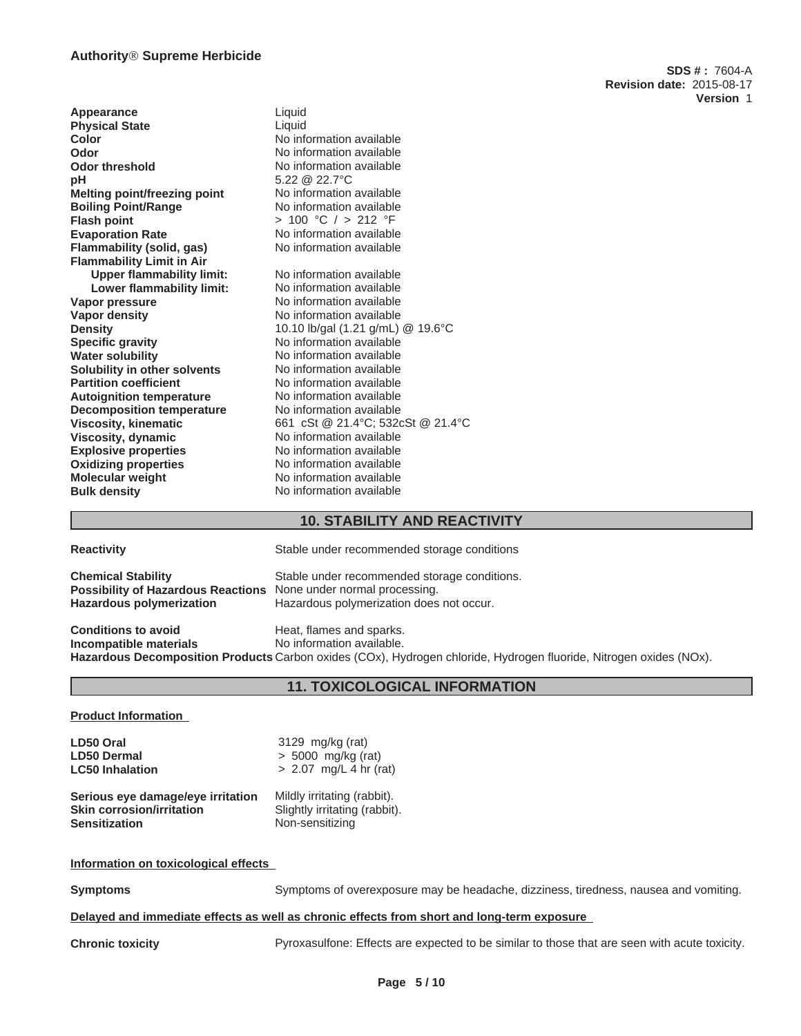| | |
|---|---|
| **Appearance** | Liquid |
| **Physical State** | Liquid |
| **Color** | No information available |
| **Odor** | No information available |
| **Odor threshold** | No information available |
| **pH** | 5.22 @ 22.7°C |
| **Melting point/freezing point** | No information available |
| **Boiling Point/Range** | No information available |
| **Flash point** | > 100 °C / > 212 °F |
| **Evaporation Rate** | No information available |
| **Flammability (solid, gas)** | No information available |
| **Flammability Limit in Air** | |
| **Upper flammability limit:** | No information available |
| **Lower flammability limit:** | No information available |
| **Vapor pressure** | No information available |
| **Vapor density** | No information available |
| **Density** | 10.10 lb/gal (1.21 g/mL) @ 19.6°C |
| **Specific gravity** | No information available |
| **Water solubility** | No information available |
| **Solubility in other solvents** | No information available |
| **Partition coefficient** | No information available |
| **Autoignition temperature** | No information available |
| **Decomposition temperature** | No information available |
| **Viscosity, kinematic** | 661 cSt @ 21.4°C; 532cSt @ 21.4°C |
| **Viscosity, dynamic** | No information available |
| **Explosive properties** | No information available |
| **Oxidizing properties** | No information available |
| **Molecular weight** | No information available |
| **Bulk density** | No information available |

## 10. STABILITY AND REACTIVITY

| | |
|---|---|
| **Reactivity** | Stable under recommended storage conditions |
| **Chemical Stability** | Stable under recommended storage conditions. |
| **Possibility of Hazardous Reactions** | None under normal processing. |
| **Hazardous polymerization** | Hazardous polymerization does not occur. |
| **Conditions to avoid** | Heat, flames and sparks. |
| **Incompatible materials** | No information available. |
| **Hazardous Decomposition Products** | Carbon oxides (COx), Hydrogen chloride, Hydrogen fluoride, Nitrogen oxides (NOx). |

## 11. TOXICOLOGICAL INFORMATION

**Product Information**

| | |
|---|---|
| **LD50 Oral** | 3129 mg/kg (rat) |
| **LD50 Dermal** | > 5000 mg/kg (rat) |
| **LC50 Inhalation** | > 2.07 mg/L 4 hr (rat) |
| **Serious eye damage/eye irritation** | Mildly irritating (rabbit). |
| **Skin corrosion/irritation** | Slightly irritating (rabbit). |
| **Sensitization** | Non-sensitizing |

**Information on toxicological effects**

**Symptoms** Symptoms of overexposure may be headache, dizziness, tiredness, nausea and vomiting.

**Delayed and immediate effects as well as chronic effects from short and long-term exposure**

**Chronic toxicity** Pyroxasulfone: Effects are expected to be similar to those that are seen with acute toxicity.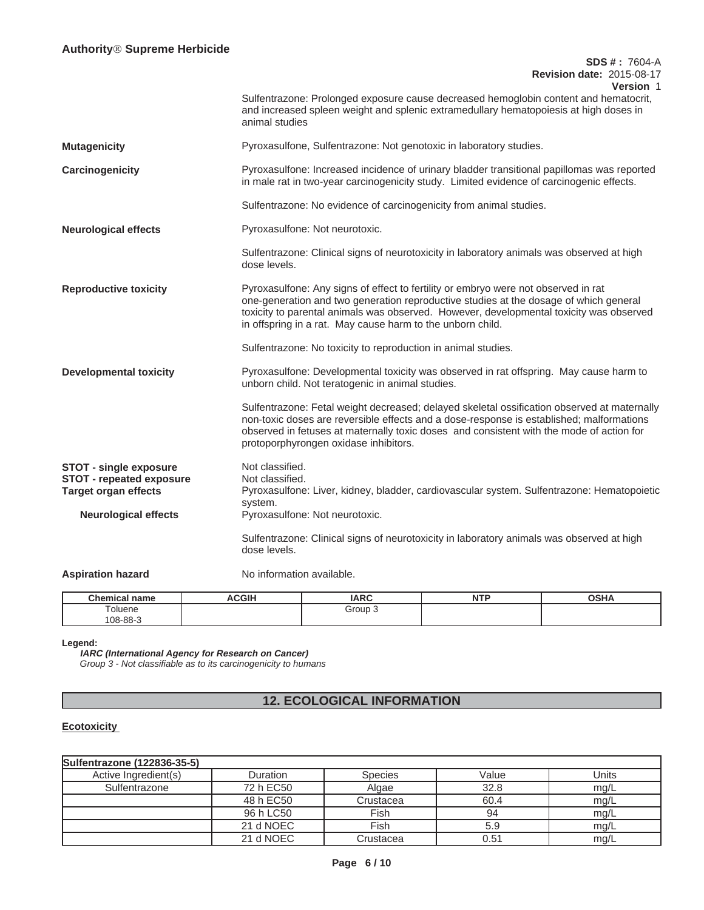Sulfentrazone: Prolonged exposure cause decreased hemoglobin content and hematocrit, and increased spleen weight and splenic extramedullary hematopoiesis at high doses in animal studies

**Mutagenicity**
Pyroxasulfone, Sulfentrazone: Not genotoxic in laboratory studies.

**Carcinogenicity**
Pyroxasulfone: Increased incidence of urinary bladder transitional papillomas was reported in male rat in two-year carcinogenicity study. Limited evidence of carcinogenic effects.

Sulfentrazone: No evidence of carcinogenicity from animal studies.

**Neurological effects**
Pyroxasulfone: Not neurotoxic.

Sulfentrazone: Clinical signs of neurotoxicity in laboratory animals was observed at high dose levels.

**Reproductive toxicity**
Pyroxasulfone: Any signs of effect to fertility or embryo were not observed in rat one-generation and two generation reproductive studies at the dosage of which general toxicity to parental animals was observed. However, developmental toxicity was observed in offspring in a rat. May cause harm to the unborn child.

Sulfentrazone: No toxicity to reproduction in animal studies.

**Developmental toxicity**
Pyroxasulfone: Developmental toxicity was observed in rat offspring. May cause harm to unborn child. Not teratogenic in animal studies.

Sulfentrazone: Fetal weight decreased; delayed skeletal ossification observed at maternally non-toxic doses are reversible effects and a dose-response is established; malformations observed in fetuses at maternally toxic doses and consistent with the mode of action for protoporphyrongen oxidase inhibitors.

**STOT - single exposure**
Not classified.

**STOT - repeated exposure**
Not classified.

**Target organ effects**
Pyroxasulfone: Liver, kidney, bladder, cardiovascular system. Sulfentrazone: Hematopoietic system.

**Neurological effects**
Pyroxasulfone: Not neurotoxic.

Sulfentrazone: Clinical signs of neurotoxicity in laboratory animals was observed at high dose levels.

**Aspiration hazard**
No information available.

| Chemical name | ACGIH | IARC | NTP | OSHA |
|---|---|---|---|---|
| Toluene 108-88-3 | | Group 3 | | |

**Legend:**

***IARC (International Agency for Research on Cancer)***
*Group 3 - Not classifiable as to its carcinogenicity to humans*

## 12. ECOLOGICAL INFORMATION

**Ecotoxicity**

| Sulfentrazone (122836-35-5) | | | | |
|---|---|---|---|---|
| Active Ingredient(s) | Duration | Species | Value | Units |
| Sulfentrazone | 72 h EC50 | Algae | 32.8 | mg/L |
| | 48 h EC50 | Crustacea | 60.4 | mg/L |
| | 96 h LC50 | Fish | 94 | mg/L |
| | 21 d NOEC | Fish | 5.9 | mg/L |
| | 21 d NOEC | Crustacea | 0.51 | mg/L |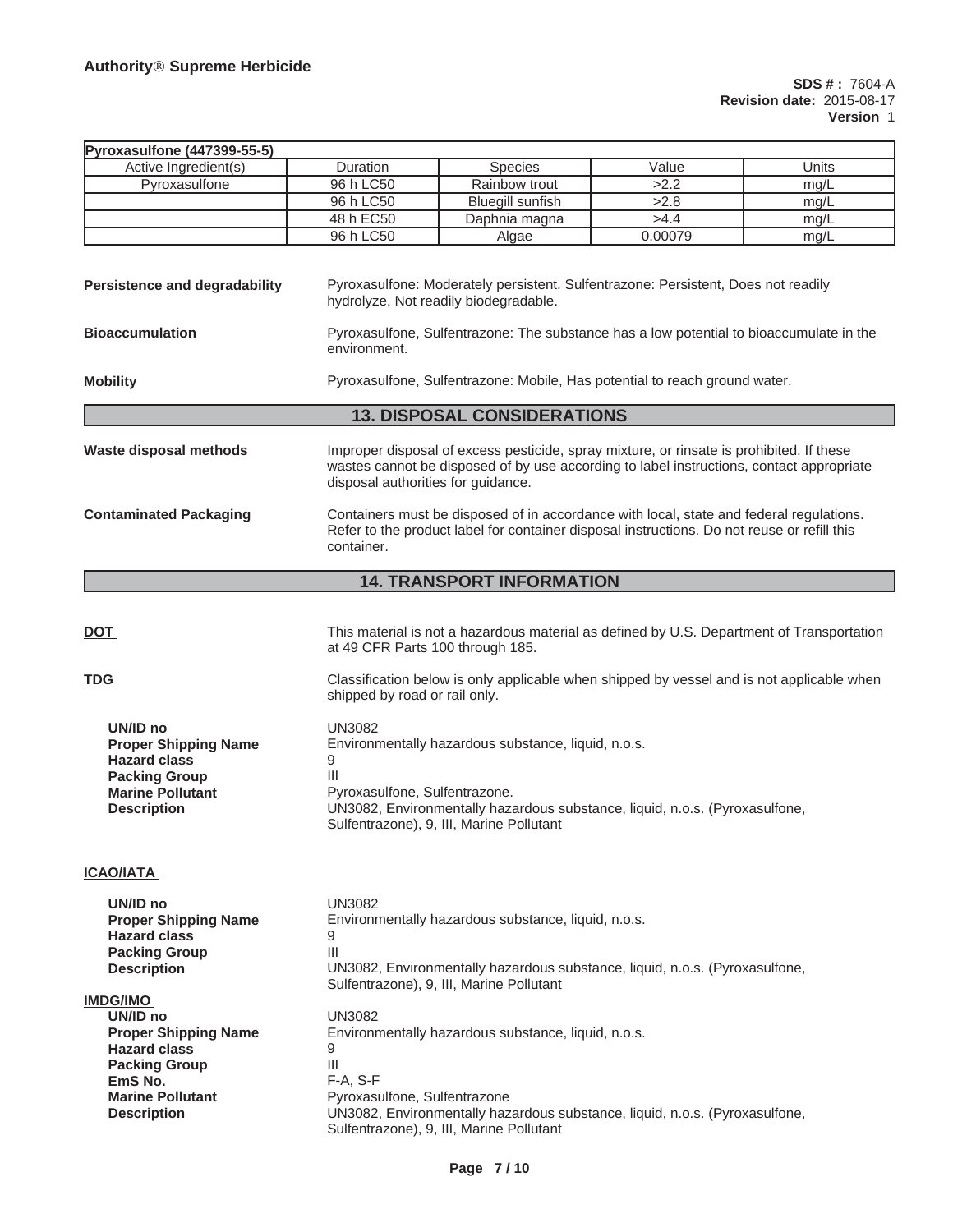| Pyroxasulfone (447399-55-5) | | | | |
|---|---|---|---|---|
| Active Ingredient(s) | Duration | Species | Value | Units |
| Pyroxasulfone | 96 h LC50 | Rainbow trout | >2.2 | mg/L |
| | 96 h LC50 | Bluegill sunfish | >2.8 | mg/L |
| | 48 h EC50 | Daphnia magna | >4.4 | mg/L |
| | 96 h LC50 | Algae | 0.00079 | mg/L |

**Persistence and degradability** Pyroxasulfone: Moderately persistent. Sulfentrazone: Persistent, Does not readily hydrolyze, Not readily biodegradable.

**Bioaccumulation** Pyroxasulfone, Sulfentrazone: The substance has a low potential to bioaccumulate in the environment.

**Mobility** Pyroxasulfone, Sulfentrazone: Mobile, Has potential to reach ground water.

## 13. DISPOSAL CONSIDERATIONS

**Waste disposal methods** Improper disposal of excess pesticide, spray mixture, or rinsate is prohibited. If these wastes cannot be disposed of by use according to label instructions, contact appropriate disposal authorities for guidance.

**Contaminated Packaging** Containers must be disposed of in accordance with local, state and federal regulations. Refer to the product label for container disposal instructions. Do not reuse or refill this container.

## 14. TRANSPORT INFORMATION

**DOT** This material is not a hazardous material as defined by U.S. Department of Transportation at 49 CFR Parts 100 through 185.

**TDG** Classification below is only applicable when shipped by vessel and is not applicable when shipped by road or rail only.

- **UN/ID no** UN3082
- **Proper Shipping Name** Environmentally hazardous substance, liquid, n.o.s.
- **Hazard class** 9
- **Packing Group** III
- **Marine Pollutant** Pyroxasulfone, Sulfentrazone.
- **Description** UN3082, Environmentally hazardous substance, liquid, n.o.s. (Pyroxasulfone, Sulfentrazone), 9, III, Marine Pollutant

**ICAO/IATA**

- **UN/ID no** UN3082
- **Proper Shipping Name** Environmentally hazardous substance, liquid, n.o.s.
- **Hazard class** 9
- **Packing Group** III
- **Description** UN3082, Environmentally hazardous substance, liquid, n.o.s. (Pyroxasulfone, Sulfentrazone), 9, III, Marine Pollutant

**IMDG/IMO**

- **UN/ID no** UN3082
- **Proper Shipping Name** Environmentally hazardous substance, liquid, n.o.s.
- **Hazard class** 9
- **Packing Group** III
- **EmS No.** F-A, S-F
- **Marine Pollutant** Pyroxasulfone, Sulfentrazone
- **Description** UN3082, Environmentally hazardous substance, liquid, n.o.s. (Pyroxasulfone, Sulfentrazone), 9, III, Marine Pollutant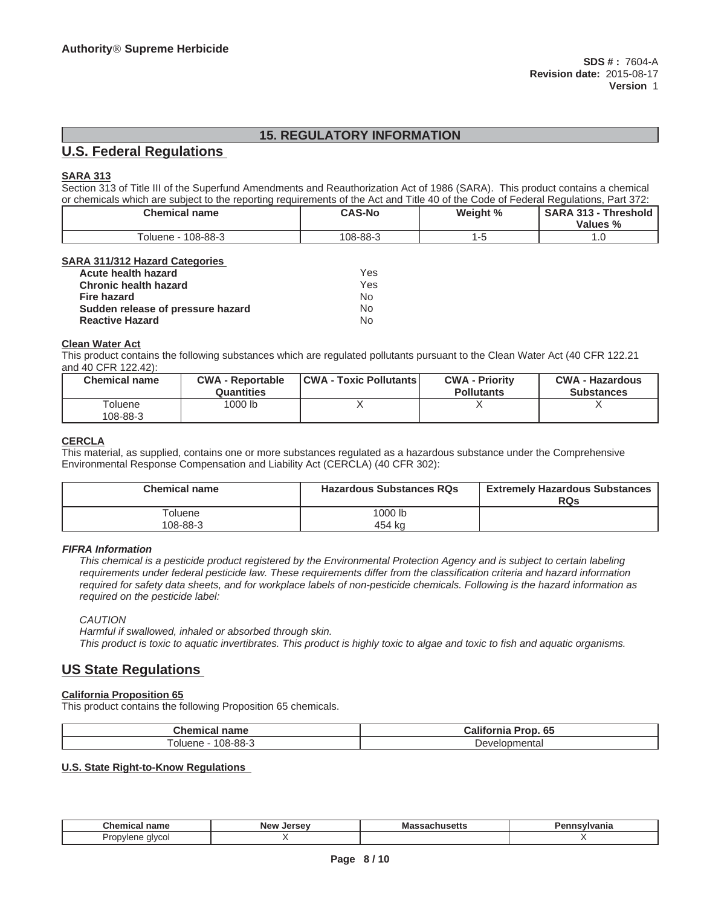## 15. REGULATORY INFORMATION

## U.S. Federal Regulations

### SARA 313

Section 313 of Title III of the Superfund Amendments and Reauthorization Act of 1986 (SARA). This product contains a chemical or chemicals which are subject to the reporting requirements of the Act and Title 40 of the Code of Federal Regulations, Part 372:

| Chemical name | CAS-No | Weight % | SARA 313 - Threshold Values % |
|---|---|---|---|
| Toluene - 108-88-3 | 108-88-3 | 1-5 | 1.0 |

### SARA 311/312 Hazard Categories

| | |
|---|---|
| **Acute health hazard** | Yes |
| **Chronic health hazard** | Yes |
| **Fire hazard** | No |
| **Sudden release of pressure hazard** | No |
| **Reactive Hazard** | No |

### Clean Water Act

This product contains the following substances which are regulated pollutants pursuant to the Clean Water Act (40 CFR 122.21 and 40 CFR 122.42):

| Chemical name | CWA - Reportable Quantities | CWA - Toxic Pollutants | CWA - Priority Pollutants | CWA - Hazardous Substances |
|---|---|---|---|---|
| Toluene 108-88-3 | 1000 lb | X | X | X |

### CERCLA

This material, as supplied, contains one or more substances regulated as a hazardous substance under the Comprehensive Environmental Response Compensation and Liability Act (CERCLA) (40 CFR 302):

| Chemical name | Hazardous Substances RQs | Extremely Hazardous Substances RQs |
|---|---|---|
| Toluene 108-88-3 | 1000 lb 454 kg | |

### *FIFRA Information*

*This chemical is a pesticide product registered by the Environmental Protection Agency and is subject to certain labeling requirements under federal pesticide law. These requirements differ from the classification criteria and hazard information required for safety data sheets, and for workplace labels of non-pesticide chemicals. Following is the hazard information as required on the pesticide label:*

*CAUTION*

*Harmful if swallowed, inhaled or absorbed through skin.*

*This product is toxic to aquatic invertibrates. This product is highly toxic to algae and toxic to fish and aquatic organisms.*

## US State Regulations

### California Proposition 65

This product contains the following Proposition 65 chemicals.

| Chemical name | California Prop. 65 |
|---|---|
| Toluene - 108-88-3 | Developmental |

### U.S. State Right-to-Know Regulations

| Chemical name | New Jersey | Massachusetts | Pennsylvania |
|---|---|---|---|
| Propylene glycol | X | | X |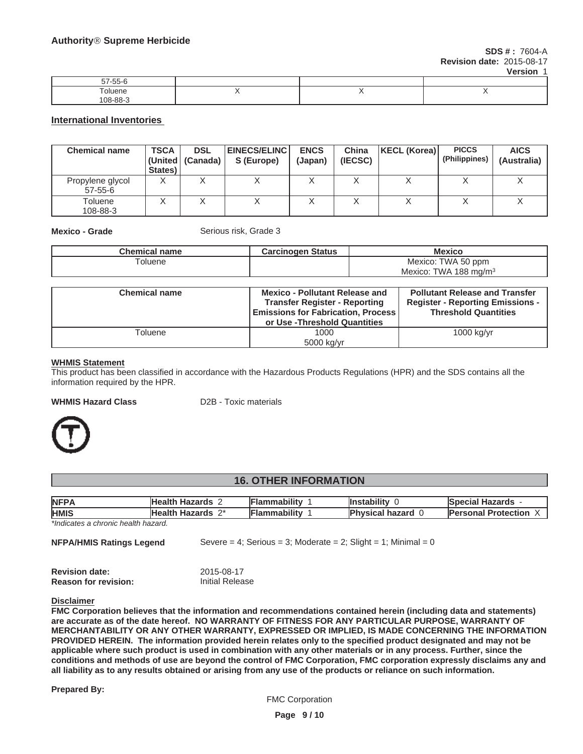| 57-55-6 | | | |
|---|---|---|---|
| Toluene<br>108-88-3 | X | X | X |

### International Inventories

| Chemical name | TSCA (United States) | DSL (Canada) | EINECS/ELINCS (Europe) | ENCS (Japan) | China (IECSC) | KECL (Korea) | PICCS (Philippines) | AICS (Australia) |
|---|---|---|---|---|---|---|---|---|
| Propylene glycol<br>57-55-6 | X | X | X | X | X | X | X | X |
| Toluene<br>108-88-3 | X | X | X | X | X | X | X | X |

**Mexico - Grade** Serious risk, Grade 3

| Chemical name | Carcinogen Status | Mexico |
|---|---|---|
| Toluene | | Mexico: TWA 50 ppm<br>Mexico: TWA 188 mg/m$^3$ |

| Chemical name | Mexico - Pollutant Release and Transfer Register - Reporting Emissions for Fabrication, Process or Use -Threshold Quantities | Pollutant Release and Transfer Register - Reporting Emissions - Threshold Quantities |
|---|---|---|
| Toluene | 1000<br>5000 kg/yr | 1000 kg/yr |

**WHMIS Statement**

This product has been classified in accordance with the Hazardous Products Regulations (HPR) and the SDS contains all the information required by the HPR.

**WHMIS Hazard Class** D2B - Toxic materials

## 16. OTHER INFORMATION

| NFPA | Health Hazards 2 | Flammability 1 | Instability 0 | Special Hazards - |
|---|---|---|---|---|
| HMIS | Health Hazards 2* | Flammability 1 | Physical hazard 0 | Personal Protection X |

*\*Indicates a chronic health hazard.*

**NFPA/HMIS Ratings Legend** Severe = 4; Serious = 3; Moderate = 2; Slight = 1; Minimal = 0

**Revision date:** 2015-08-17
**Reason for revision:** Initial Release

**Disclaimer**

**FMC Corporation believes that the information and recommendations contained herein (including data and statements) are accurate as of the date hereof. NO WARRANTY OF FITNESS FOR ANY PARTICULAR PURPOSE, WARRANTY OF MERCHANTABILITY OR ANY OTHER WARRANTY, EXPRESSED OR IMPLIED, IS MADE CONCERNING THE INFORMATION PROVIDED HEREIN. The information provided herein relates only to the specified product designated and may not be applicable where such product is used in combination with any other materials or in any process. Further, since the conditions and methods of use are beyond the control of FMC Corporation, FMC corporation expressly disclaims any and all liability as to any results obtained or arising from any use of the products or reliance on such information.**

**Prepared By:**

FMC Corporation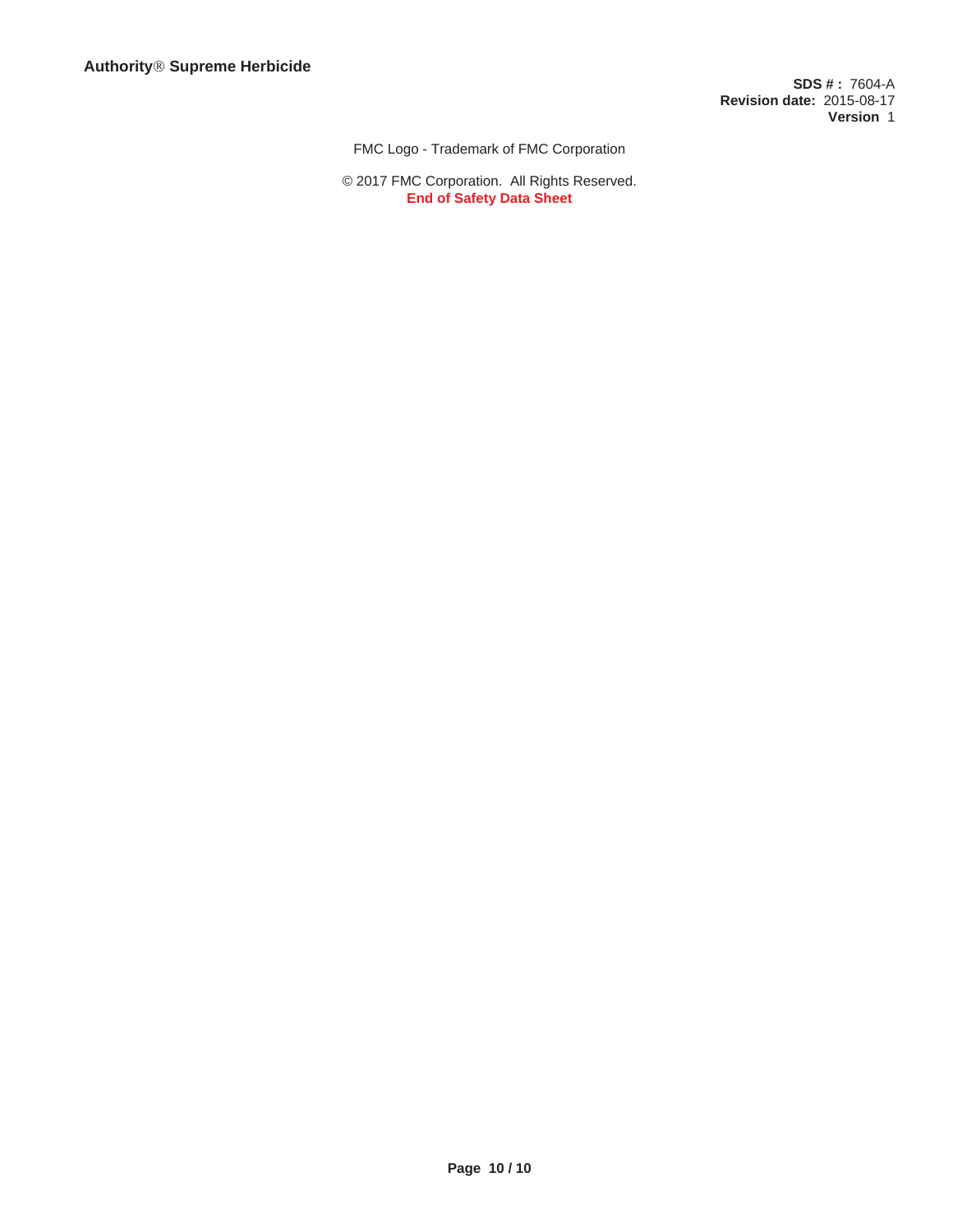FMC Logo - Trademark of FMC Corporation

© 2017 FMC Corporation. All Rights Reserved.

**End of Safety Data Sheet**